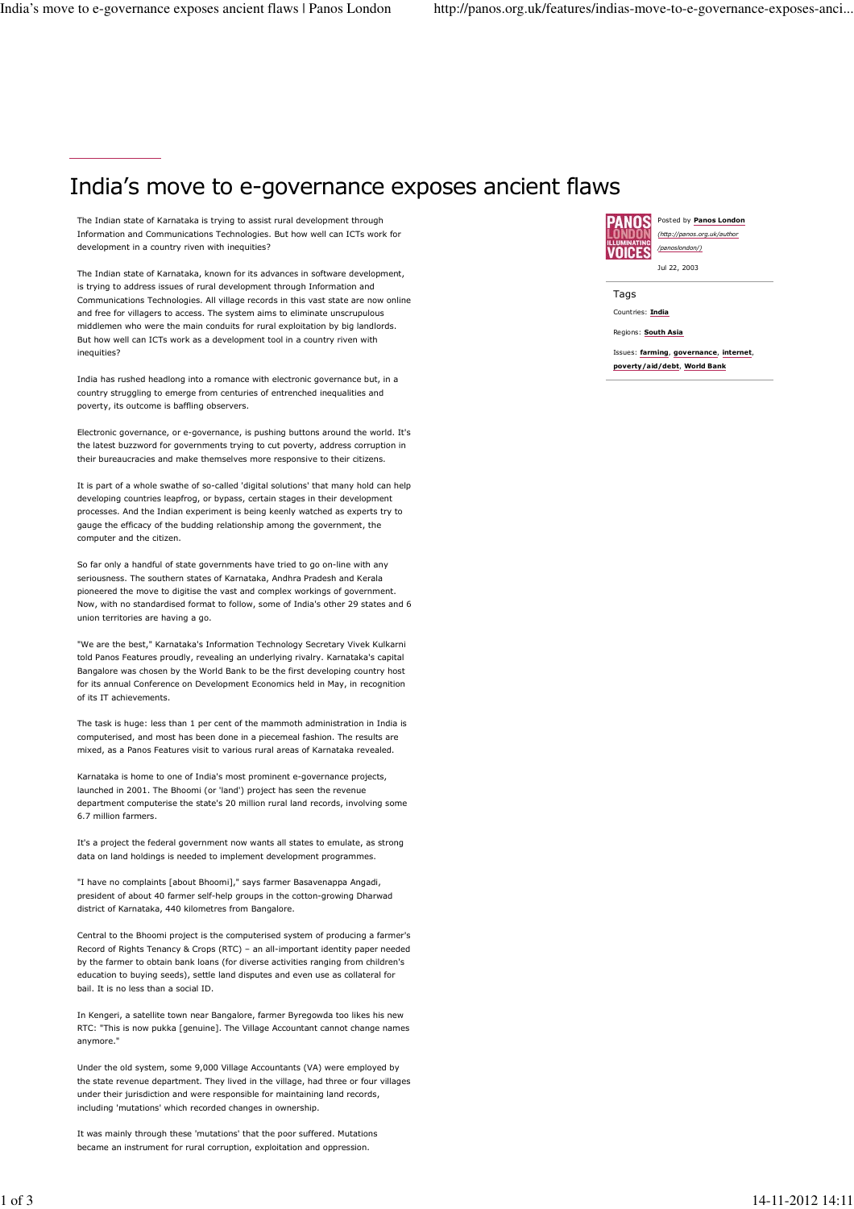# India's move to e-governance exposes ancient flaws

Posted by **Panos London** *(http://panos.org.uk/author/panoslondon/)*

Jul 22, 2003

Tags

Countries: **India**

Regions: **South Asia**

Issues: **farming**, **governance**, **internet**, **poverty/aid/debt**, **World Bank**

The Indian state of Karnataka is trying to assist rural development through Information and Communications Technologies. But how well can ICTs work for development in a country riven with inequities?

The Indian state of Karnataka, known for its advances in software development, is trying to address issues of rural development through Information and Communications Technologies. All village records in this vast state are now online and free for villagers to access. The system aims to eliminate unscrupulous middlemen who were the main conduits for rural exploitation by big landlords. But how well can ICTs work as a development tool in a country riven with inequities?

India has rushed headlong into a romance with electronic governance but, in a country struggling to emerge from centuries of entrenched inequalities and poverty, its outcome is baffling observers.

Electronic governance, or e-governance, is pushing buttons around the world. It's the latest buzzword for governments trying to cut poverty, address corruption in their bureaucracies and make themselves more responsive to their citizens.

It is part of a whole swathe of so-called 'digital solutions' that many hold can help developing countries leapfrog, or bypass, certain stages in their development processes. And the Indian experiment is being keenly watched as experts try to gauge the efficacy of the budding relationship among the government, the computer and the citizen.

So far only a handful of state governments have tried to go on-line with any seriousness. The southern states of Karnataka, Andhra Pradesh and Kerala pioneered the move to digitise the vast and complex workings of government. Now, with no standardised format to follow, some of India's other 29 states and 6 union territories are having a go.

"We are the best," Karnataka's Information Technology Secretary Vivek Kulkarni told Panos Features proudly, revealing an underlying rivalry. Karnataka's capital Bangalore was chosen by the World Bank to be the first developing country host for its annual Conference on Development Economics held in May, in recognition of its IT achievements.

The task is huge: less than 1 per cent of the mammoth administration in India is computerised, and most has been done in a piecemeal fashion. The results are mixed, as a Panos Features visit to various rural areas of Karnataka revealed.

Karnataka is home to one of India's most prominent e-governance projects, launched in 2001. The Bhoomi (or 'land') project has seen the revenue department computerise the state's 20 million rural land records, involving some 6.7 million farmers.

It's a project the federal government now wants all states to emulate, as strong data on land holdings is needed to implement development programmes.

"I have no complaints [about Bhoomi]," says farmer Basavenappa Angadi, president of about 40 farmer self-help groups in the cotton-growing Dharwad district of Karnataka, 440 kilometres from Bangalore.

Central to the Bhoomi project is the computerised system of producing a farmer's Record of Rights Tenancy & Crops (RTC) – an all-important identity paper needed by the farmer to obtain bank loans (for diverse activities ranging from children's education to buying seeds), settle land disputes and even use as collateral for bail. It is no less than a social ID.

In Kengeri, a satellite town near Bangalore, farmer Byregowda too likes his new RTC: "This is now pukka [genuine]. The Village Accountant cannot change names anymore."

Under the old system, some 9,000 Village Accountants (VA) were employed by the state revenue department. They lived in the village, had three or four villages under their jurisdiction and were responsible for maintaining land records, including 'mutations' which recorded changes in ownership.

It was mainly through these 'mutations' that the poor suffered. Mutations became an instrument for rural corruption, exploitation and oppression.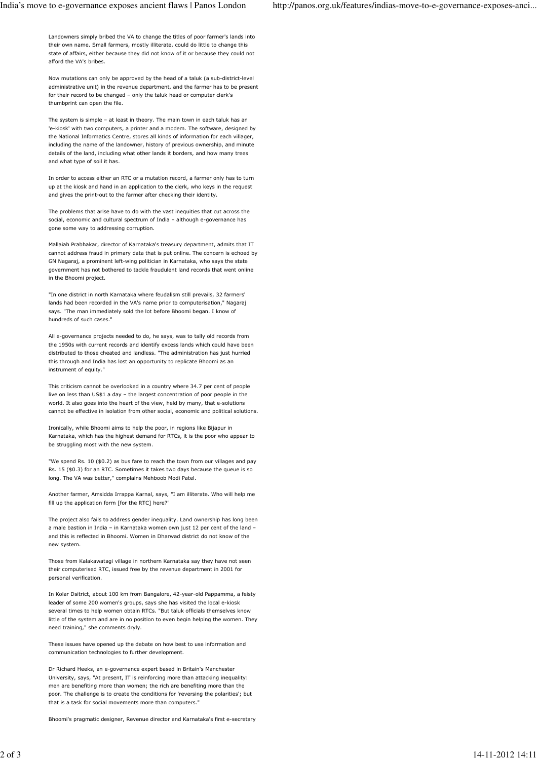Landowners simply bribed the VA to change the titles of poor farmer's lands into their own name. Small farmers, mostly illiterate, could do little to change this state of affairs, either because they did not know of it or because they could not afford the VA's bribes.

Now mutations can only be approved by the head of a taluk (a sub-district-level administrative unit) in the revenue department, and the farmer has to be present for their record to be changed – only the taluk head or computer clerk's thumbprint can open the file.

The system is simple – at least in theory. The main town in each taluk has an 'e-kiosk' with two computers, a printer and a modem. The software, designed by the National Informatics Centre, stores all kinds of information for each villager, including the name of the landowner, history of previous ownership, and minute details of the land, including what other lands it borders, and how many trees and what type of soil it has.

In order to access either an RTC or a mutation record, a farmer only has to turn up at the kiosk and hand in an application to the clerk, who keys in the request and gives the print-out to the farmer after checking their identity.

The problems that arise have to do with the vast inequities that cut across the social, economic and cultural spectrum of India – although e-governance has gone some way to addressing corruption.

Mallaiah Prabhakar, director of Karnataka's treasury department, admits that IT cannot address fraud in primary data that is put online. The concern is echoed by GN Nagaraj, a prominent left-wing politician in Karnataka, who says the state government has not bothered to tackle fraudulent land records that went online in the Bhoomi project.

"In one district in north Karnataka where feudalism still prevails, 32 farmers' lands had been recorded in the VA's name prior to computerisation," Nagaraj says. "The man immediately sold the lot before Bhoomi began. I know of hundreds of such cases."

All e-governance projects needed to do, he says, was to tally old records from the 1950s with current records and identify excess lands which could have been distributed to those cheated and landless. "The administration has just hurried this through and India has lost an opportunity to replicate Bhoomi as an instrument of equity."

This criticism cannot be overlooked in a country where 34.7 per cent of people live on less than US$1 a day – the largest concentration of poor people in the world. It also goes into the heart of the view, held by many, that e-solutions cannot be effective in isolation from other social, economic and political solutions.

Ironically, while Bhoomi aims to help the poor, in regions like Bijapur in Karnataka, which has the highest demand for RTCs, it is the poor who appear to be struggling most with the new system.

"We spend Rs. 10 ($0.2) as bus fare to reach the town from our villages and pay Rs. 15 ($0.3) for an RTC. Sometimes it takes two days because the queue is so long. The VA was better," complains Mehboob Modi Patel.

Another farmer, Amsidda Irrappa Karnal, says, "I am illiterate. Who will help me fill up the application form [for the RTC] here?"

The project also fails to address gender inequality. Land ownership has long been a male bastion in India – in Karnataka women own just 12 per cent of the land – and this is reflected in Bhoomi. Women in Dharwad district do not know of the new system.

Those from Kalakawatagi village in northern Karnataka say they have not seen their computerised RTC, issued free by the revenue department in 2001 for personal verification.

In Kolar Dsitrict, about 100 km from Bangalore, 42-year-old Pappamma, a feisty leader of some 200 women's groups, says she has visited the local e-kiosk several times to help women obtain RTCs. "But taluk officials themselves know little of the system and are in no position to even begin helping the women. They need training," she comments dryly.

These issues have opened up the debate on how best to use information and communication technologies to further development.

Dr Richard Heeks, an e-governance expert based in Britain's Manchester University, says, "At present, IT is reinforcing more than attacking inequality: men are benefiting more than women; the rich are benefiting more than the poor. The challenge is to create the conditions for 'reversing the polarities'; but that is a task for social movements more than computers."

Bhoomi's pragmatic designer, Revenue director and Karnataka's first e-secretary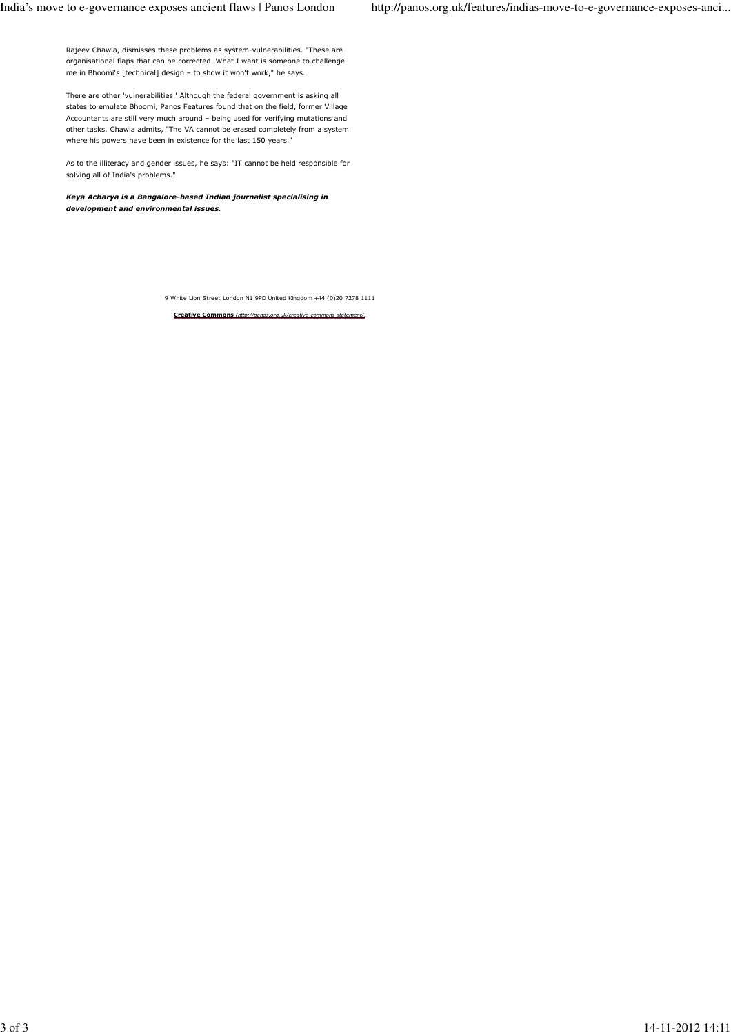Rajeev Chawla, dismisses these problems as system-vulnerabilities. "These are organisational flaps that can be corrected. What I want is someone to challenge me in Bhoomi's [technical] design – to show it won't work," he says.

There are other 'vulnerabilities.' Although the federal government is asking all states to emulate Bhoomi, Panos Features found that on the field, former Village Accountants are still very much around – being used for verifying mutations and other tasks. Chawla admits, "The VA cannot be erased completely from a system where his powers have been in existence for the last 150 years."

As to the illiteracy and gender issues, he says: "IT cannot be held responsible for solving all of India's problems."

***Keya Acharya is a Bangalore-based Indian journalist specialising in development and environmental issues.***

9 White Lion Street London N1 9PD United Kingdom +44 (0)20 7278 1111

**Creative Commons** *(http://panos.org.uk/creative-commons-statement/)*